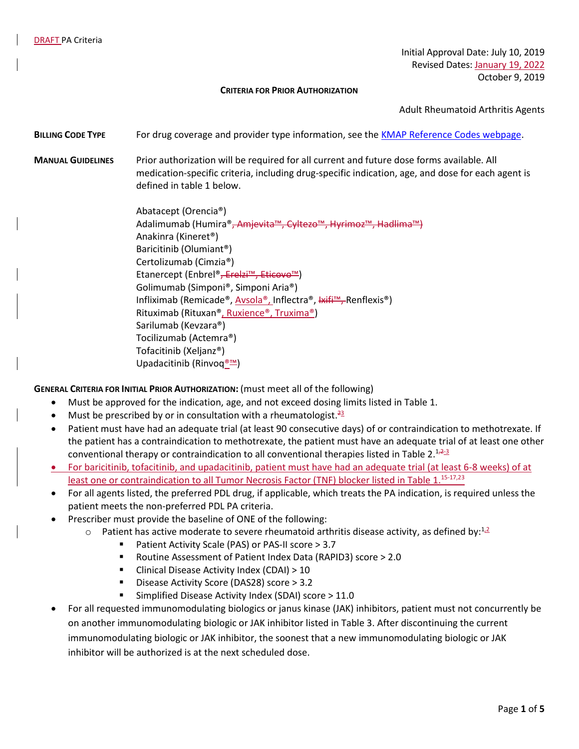DRAFT PA Criteria

Initial Approval Date: July 10, 2019
Revised Dates: January 19, 2022
October 9, 2019

**CRITERIA FOR PRIOR AUTHORIZATION**

Adult Rheumatoid Arthritis Agents

**BILLING CODE TYPE** For drug coverage and provider type information, see the KMAP Reference Codes webpage.

**MANUAL GUIDELINES** Prior authorization will be required for all current and future dose forms available. All medication-specific criteria, including drug-specific indication, age, and dose for each agent is defined in table 1 below.

Abatacept (Orencia®)
Adalimumab (Humira®~~, Amjevita™, Cyltezo™, Hyrimoz™, Hadlima™)~~
Anakinra (Kineret®)
Baricitinib (Olumiant®)
Certolizumab (Cimzia®)
Etanercept (Enbrel®~~, Erelzi™, Eticovo™~~)
Golimumab (Simponi®, Simponi Aria®)
Infliximab (Remicade®, Avsola®, Inflectra®, ~~Ixifi™,~~ Renflexis®)
Rituximab (Rituxan®, Ruxience®, Truxima®)
Sarilumab (Kevzara®)
Tocilizumab (Actemra®)
Tofacitinib (Xeljanz®)
Upadacitinib (Rinvoq®~~™~~)

**GENERAL CRITERIA FOR INITIAL PRIOR AUTHORIZATION:** (must meet all of the following)

- Must be approved for the indication, age, and not exceed dosing limits listed in Table 1.
- Must be prescribed by or in consultation with a rheumatologist.[~~2~~3]
- Patient must have had an adequate trial (at least 90 consecutive days) of or contraindication to methotrexate. If the patient has a contraindication to methotrexate, the patient must have an adequate trial of at least one other conventional therapy or contraindication to all conventional therapies listed in Table 2.[1,~~2~~3]
- For baricitinib, tofacitinib, and upadacitinib, patient must have had an adequate trial (at least 6-8 weeks) of at least one or contraindication to all Tumor Necrosis Factor (TNF) blocker listed in Table 1.[15-17,23]
- For all agents listed, the preferred PDL drug, if applicable, which treats the PA indication, is required unless the patient meets the non-preferred PDL PA criteria.
- Prescriber must provide the baseline of ONE of the following:
  - Patient has active moderate to severe rheumatoid arthritis disease activity, as defined by:[1,2]
    - Patient Activity Scale (PAS) or PAS-II score > 3.7
    - Routine Assessment of Patient Index Data (RAPID3) score > 2.0
    - Clinical Disease Activity Index (CDAI) > 10
    - Disease Activity Score (DAS28) score > 3.2
    - Simplified Disease Activity Index (SDAI) score > 11.0
- For all requested immunomodulating biologics or janus kinase (JAK) inhibitors, patient must not concurrently be on another immunomodulating biologic or JAK inhibitor listed in Table 3. After discontinuing the current immunomodulating biologic or JAK inhibitor, the soonest that a new immunomodulating biologic or JAK inhibitor will be authorized is at the next scheduled dose.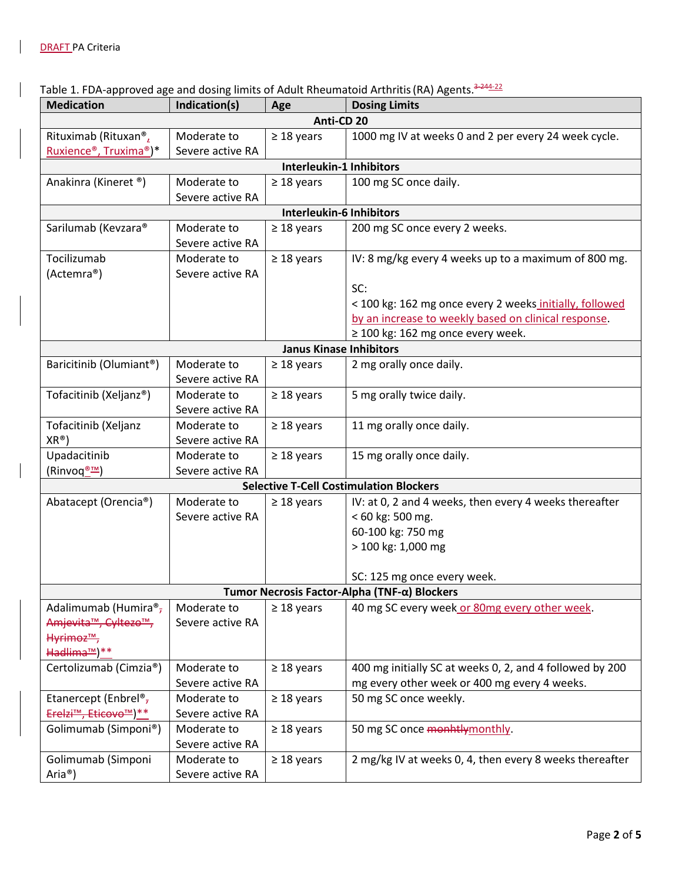DRAFT PA Criteria

Table 1. FDA-approved age and dosing limits of Adult Rheumatoid Arthritis (RA) Agents.[3-24 4-22]

| Medication | Indication(s) | Age | Dosing Limits |
|---|---|---|---|
| **Anti-CD 20** | | | |
| Rituximab (Rituxan®, Ruxience®, Truxima®)* | Moderate to Severe active RA | ≥ 18 years | 1000 mg IV at weeks 0 and 2 per every 24 week cycle. |
| **Interleukin-1 Inhibitors** | | | |
| Anakinra (Kineret ®) | Moderate to Severe active RA | ≥ 18 years | 100 mg SC once daily. |
| **Interleukin-6 Inhibitors** | | | |
| Sarilumab (Kevzara® | Moderate to Severe active RA | ≥ 18 years | 200 mg SC once every 2 weeks. |
| Tocilizumab (Actemra®) | Moderate to Severe active RA | ≥ 18 years | IV: 8 mg/kg every 4 weeks up to a maximum of 800 mg.<br><br>SC:<br>< 100 kg: 162 mg once every 2 weeks initially, followed by an increase to weekly based on clinical response.<br>≥ 100 kg: 162 mg once every week. |
| **Janus Kinase Inhibitors** | | | |
| Baricitinib (Olumiant®) | Moderate to Severe active RA | ≥ 18 years | 2 mg orally once daily. |
| Tofacitinib (Xeljanz®) | Moderate to Severe active RA | ≥ 18 years | 5 mg orally twice daily. |
| Tofacitinib (Xeljanz XR®) | Moderate to Severe active RA | ≥ 18 years | 11 mg orally once daily. |
| Upadacitinib (Rinvoq®™) | Moderate to Severe active RA | ≥ 18 years | 15 mg orally once daily. |
| **Selective T-Cell Costimulation Blockers** | | | |
| Abatacept (Orencia®) | Moderate to Severe active RA | ≥ 18 years | IV: at 0, 2 and 4 weeks, then every 4 weeks thereafter<br>< 60 kg: 500 mg.<br>60-100 kg: 750 mg<br>> 100 kg: 1,000 mg<br><br>SC: 125 mg once every week. |
| **Tumor Necrosis Factor-Alpha (TNF-α) Blockers** | | | |
| Adalimumab (Humira®, ~~Amjevita™, Cyltezo™, Hyrimoz™, Hadlima™~~)** | Moderate to Severe active RA | ≥ 18 years | 40 mg SC every week or 80mg every other week. |
| Certolizumab (Cimzia®) | Moderate to Severe active RA | ≥ 18 years | 400 mg initially SC at weeks 0, 2, and 4 followed by 200 mg every other week or 400 mg every 4 weeks. |
| Etanercept (Enbrel®, ~~Erelzi™, Eticovo™~~)** | Moderate to Severe active RA | ≥ 18 years | 50 mg SC once weekly. |
| Golimumab (Simponi®) | Moderate to Severe active RA | ≥ 18 years | 50 mg SC once ~~monhtly~~monthly. |
| Golimumab (Simponi Aria®) | Moderate to Severe active RA | ≥ 18 years | 2 mg/kg IV at weeks 0, 4, then every 8 weeks thereafter |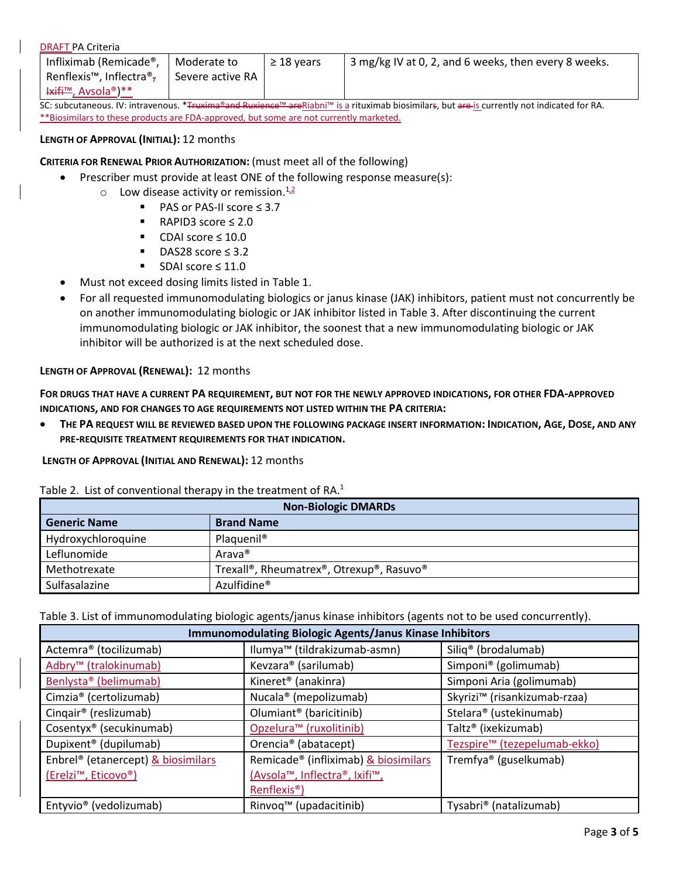DRAFT PA Criteria

| Infliximab (Remicade®, Renflexis™, Inflectra®, Ixifi™, Avsola®)** | Moderate to Severe active RA | ≥ 18 years | 3 mg/kg IV at 0, 2, and 6 weeks, then every 8 weeks. |
|---|---|---|---|

SC: subcutaneous. IV: intravenous. *Truxima® and Ruxience™ areRiabni™ is a rituximab biosimilars, but are is currently not indicated for RA.
**Biosimilars to these products are FDA-approved, but some are not currently marketed.

**LENGTH OF APPROVAL (INITIAL):** 12 months

**CRITERIA FOR RENEWAL PRIOR AUTHORIZATION:** (must meet all of the following)

- Prescriber must provide at least ONE of the following response measure(s):
  - Low disease activity or remission.[1,2]
    - PAS or PAS-II score ≤ 3.7
    - RAPID3 score ≤ 2.0
    - CDAI score ≤ 10.0
    - DAS28 score ≤ 3.2
    - SDAI score ≤ 11.0
- Must not exceed dosing limits listed in Table 1.
- For all requested immunomodulating biologics or janus kinase (JAK) inhibitors, patient must not concurrently be on another immunomodulating biologic or JAK inhibitor listed in Table 3. After discontinuing the current immunomodulating biologic or JAK inhibitor, the soonest that a new immunomodulating biologic or JAK inhibitor will be authorized is at the next scheduled dose.

**LENGTH OF APPROVAL (RENEWAL):** 12 months

**FOR DRUGS THAT HAVE A CURRENT PA REQUIREMENT, BUT NOT FOR THE NEWLY APPROVED INDICATIONS, FOR OTHER FDA-APPROVED INDICATIONS, AND FOR CHANGES TO AGE REQUIREMENTS NOT LISTED WITHIN THE PA CRITERIA:**

- **THE PA REQUEST WILL BE REVIEWED BASED UPON THE FOLLOWING PACKAGE INSERT INFORMATION: INDICATION, AGE, DOSE, AND ANY PRE-REQUISITE TREATMENT REQUIREMENTS FOR THAT INDICATION.**

**LENGTH OF APPROVAL (INITIAL AND RENEWAL):** 12 months

Table 2. List of conventional therapy in the treatment of RA.[1]

| Non-Biologic DMARDs | |
|---|---|
| **Generic Name** | **Brand Name** |
| Hydroxychloroquine | Plaquenil® |
| Leflunomide | Arava® |
| Methotrexate | Trexall®, Rheumatrex®, Otrexup®, Rasuvo® |
| Sulfasalazine | Azulfidine® |

Table 3. List of immunomodulating biologic agents/janus kinase inhibitors (agents not to be used concurrently).

| Immunomodulating Biologic Agents/Janus Kinase Inhibitors | | |
|---|---|---|
| Actemra® (tocilizumab) | Ilumya™ (tildrakizumab-asmn) | Siliq® (brodalumab) |
| Adbry™ (tralokinumab) | Kevzara® (sarilumab) | Simponi® (golimumab) |
| Benlysta® (belimumab) | Kineret® (anakinra) | Simponi Aria (golimumab) |
| Cimzia® (certolizumab) | Nucala® (mepolizumab) | Skyrizi™ (risankizumab-rzaa) |
| Cinqair® (reslizumab) | Olumiant® (baricitinib) | Stelara® (ustekinumab) |
| Cosentyx® (secukinumab) | Opzelura™ (ruxolitinib) | Taltz® (ixekizumab) |
| Dupixent® (dupilumab) | Orencia® (abatacept) | Tezspire™ (tezepelumab-ekko) |
| Enbrel® (etanercept) & biosimilars (Erelzi™, Eticovo®) | Remicade® (infliximab) & biosimilars (Avsola™, Inflectra®, Ixifi™, Renflexis®) | Tremfya® (guselkumab) |
| Entyvio® (vedolizumab) | Rinvoq™ (upadacitinib) | Tysabri® (natalizumab) |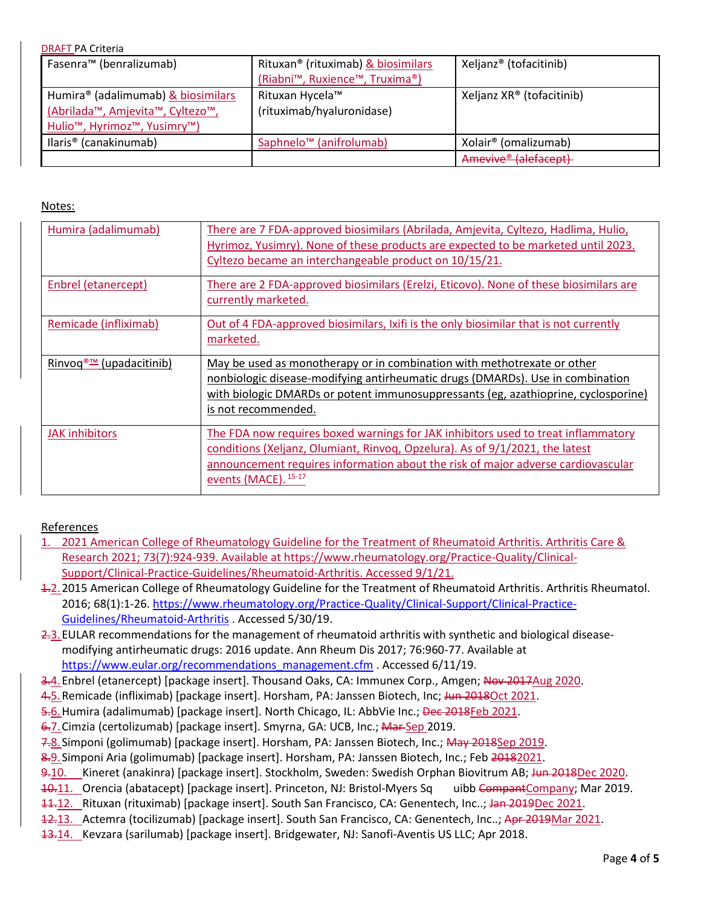DRAFT PA Criteria

| Fasenra™ (benralizumab) | Rituxan® (rituximab) & biosimilars (Riabni™, Ruxience™, Truxima®) | Xeljanz® (tofacitinib) |
|---|---|---|
| Humira® (adalimumab) & biosimilars (Abrilada™, Amjevita™, Cyltezo™, Hulio™, Hyrimoz™, Yusimry™) | Rituxan Hycela™ (rituximab/hyaluronidase) | Xeljanz XR® (tofacitinib) |
| Ilaris® (canakinumab) | Saphnelo™ (anifrolumab) | Xolair® (omalizumab) |
| | | ~~Amevive® (alefacept)~~ |

Notes:

| | |
|---|---|
| Humira (adalimumab) | There are 7 FDA-approved biosimilars (Abrilada, Amjevita, Cyltezo, Hadlima, Hulio, Hyrimoz, Yusimry). None of these products are expected to be marketed until 2023. Cyltezo became an interchangeable product on 10/15/21. |
| Enbrel (etanercept) | There are 2 FDA-approved biosimilars (Erelzi, Eticovo). None of these biosimilars are currently marketed. |
| Remicade (infliximab) | Out of 4 FDA-approved biosimilars, Ixifi is the only biosimilar that is not currently marketed. |
| Rinvoq®™ (upadacitinib) | May be used as monotherapy or in combination with methotrexate or other nonbiologic disease-modifying antirheumatic drugs (DMARDs). Use in combination with biologic DMARDs or potent immunosuppressants (eg, azathioprine, cyclosporine) is not recommended. |
| JAK inhibitors | The FDA now requires boxed warnings for JAK inhibitors used to treat inflammatory conditions (Xeljanz, Olumiant, Rinvoq, Opzelura). As of 9/1/2021, the latest announcement requires information about the risk of major adverse cardiovascular events (MACE). [15-17] |

References

1. 2021 American College of Rheumatology Guideline for the Treatment of Rheumatoid Arthritis. Arthritis Care & Research 2021; 73(7):924-939. Available at https://www.rheumatology.org/Practice-Quality/Clinical-Support/Clinical-Practice-Guidelines/Rheumatoid-Arthritis. Accessed 9/1/21.
2. 2015 American College of Rheumatology Guideline for the Treatment of Rheumatoid Arthritis. Arthritis Rheumatol. 2016; 68(1):1-26. https://www.rheumatology.org/Practice-Quality/Clinical-Support/Clinical-Practice-Guidelines/Rheumatoid-Arthritis . Accessed 5/30/19.
3. EULAR recommendations for the management of rheumatoid arthritis with synthetic and biological disease-modifying antirheumatic drugs: 2016 update. Ann Rheum Dis 2017; 76:960-77. Available at https://www.eular.org/recommendations_management.cfm . Accessed 6/11/19.
4. Enbrel (etanercept) [package insert]. Thousand Oaks, CA: Immunex Corp., Amgen; ~~Nov 2017~~Aug 2020.
5. Remicade (infliximab) [package insert]. Horsham, PA: Janssen Biotech, Inc; ~~Jun 2018~~Oct 2021.
6. Humira (adalimumab) [package insert]. North Chicago, IL: AbbVie Inc.; ~~Dec 2018~~Feb 2021.
7. Cimzia (certolizumab) [package insert]. Smyrna, GA: UCB, Inc.; ~~Mar~~ Sep 2019.
8. Simponi (golimumab) [package insert]. Horsham, PA: Janssen Biotech, Inc.; ~~May 2018~~Sep 2019.
9. Simponi Aria (golimumab) [package insert]. Horsham, PA: Janssen Biotech, Inc.; Feb ~~2018~~2021.
10. Kineret (anakinra) [package insert]. Stockholm, Sweden: Swedish Orphan Biovitrum AB; ~~Jun 2018~~Dec 2020.
11. Orencia (abatacept) [package insert]. Princeton, NJ: Bristol-Myers Squibb ~~Compant~~Company; Mar 2019.
12. Rituxan (rituximab) [package insert]. South San Francisco, CA: Genentech, Inc..; ~~Jan 2019~~Dec 2021.
13. Actemra (tocilizumab) [package insert]. South San Francisco, CA: Genentech, Inc..; ~~Apr 2019~~Mar 2021.
14. Kevzara (sarilumab) [package insert]. Bridgewater, NJ: Sanofi-Aventis US LLC; Apr 2018.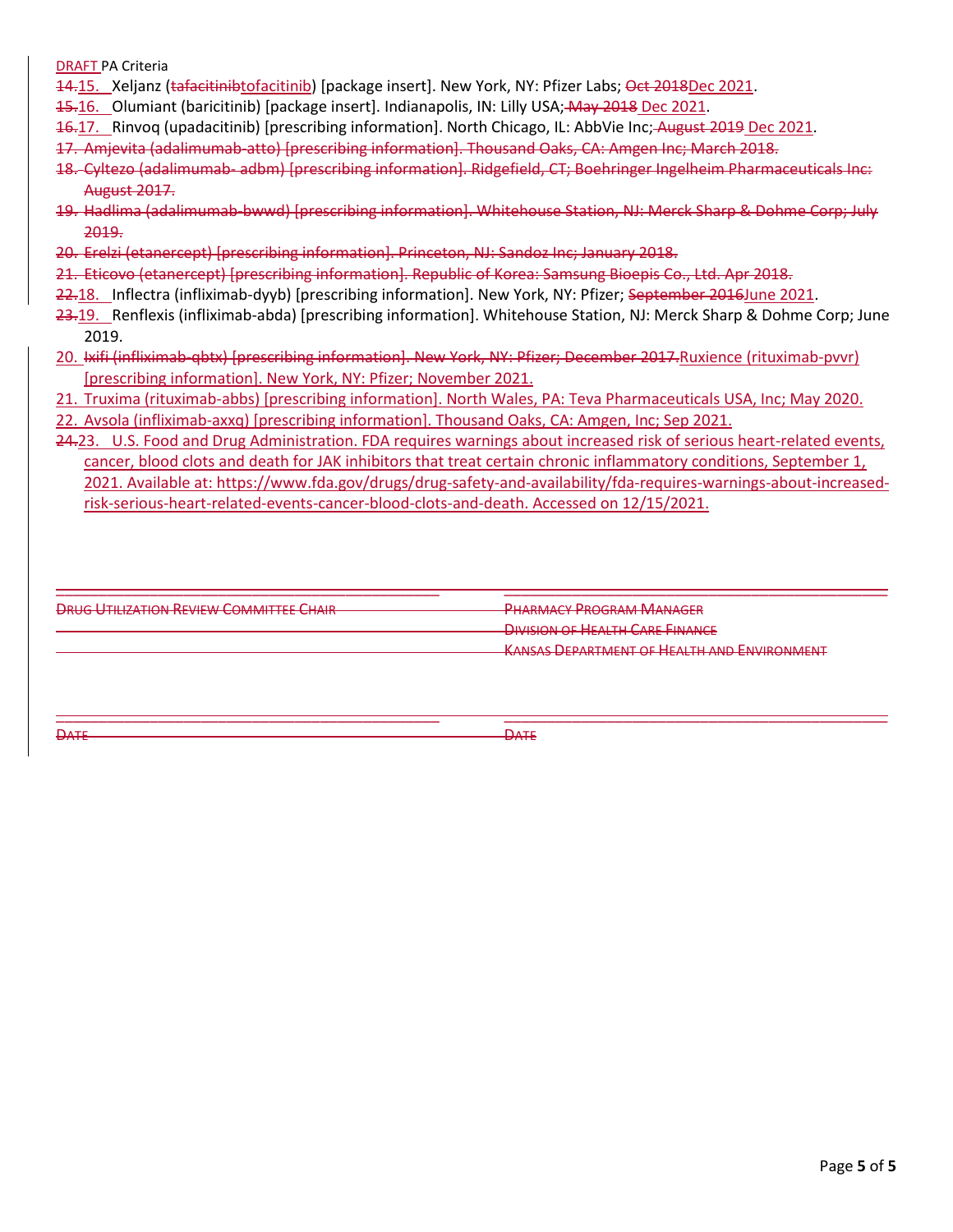DRAFT PA Criteria

14.15. Xeljanz (tafacitinibtofacitinib) [package insert]. New York, NY: Pfizer Labs; Oct 2018Dec 2021.
15.16. Olumiant (baricitinib) [package insert]. Indianapolis, IN: Lilly USA; May 2018 Dec 2021.
16.17. Rinvoq (upadacitinib) [prescribing information]. North Chicago, IL: AbbVie Inc; August 2019 Dec 2021.
17. Amjevita (adalimumab-atto) [prescribing information]. Thousand Oaks, CA: Amgen Inc; March 2018.
18. Cyltezo (adalimumab- adbm) [prescribing information]. Ridgefield, CT; Boehringer Ingelheim Pharmaceuticals Inc: August 2017.
19. Hadlima (adalimumab-bwwd) [prescribing information]. Whitehouse Station, NJ: Merck Sharp & Dohme Corp; July 2019.
20. Erelzi (etanercept) [prescribing information]. Princeton, NJ: Sandoz Inc; January 2018.
21. Eticovo (etanercept) [prescribing information]. Republic of Korea: Samsung Bioepis Co., Ltd. Apr 2018.
22.18. Inflectra (infliximab-dyyb) [prescribing information]. New York, NY: Pfizer; September 2016June 2021.
23.19. Renflexis (infliximab-abda) [prescribing information]. Whitehouse Station, NJ: Merck Sharp & Dohme Corp; June 2019.
20. Ixifi (infliximab-qbtx) [prescribing information]. New York, NY: Pfizer; December 2017.Ruxience (rituximab-pvvr) [prescribing information]. New York, NY: Pfizer; November 2021.
21. Truxima (rituximab-abbs) [prescribing information]. North Wales, PA: Teva Pharmaceuticals USA, Inc; May 2020.
22. Avsola (infliximab-axxq) [prescribing information]. Thousand Oaks, CA: Amgen, Inc; Sep 2021.
24.23. U.S. Food and Drug Administration. FDA requires warnings about increased risk of serious heart-related events, cancer, blood clots and death for JAK inhibitors that treat certain chronic inflammatory conditions, September 1, 2021. Available at: https://www.fda.gov/drugs/drug-safety-and-availability/fda-requires-warnings-about-increased-risk-serious-heart-related-events-cancer-blood-clots-and-death. Accessed on 12/15/2021.

______________________________ ______________________________

DRUG UTILIZATION REVIEW COMMITTEE CHAIR

PHARMACY PROGRAM MANAGER
DIVISION OF HEALTH CARE FINANCE
KANSAS DEPARTMENT OF HEALTH AND ENVIRONMENT

______________________________ ______________________________

DATE

DATE